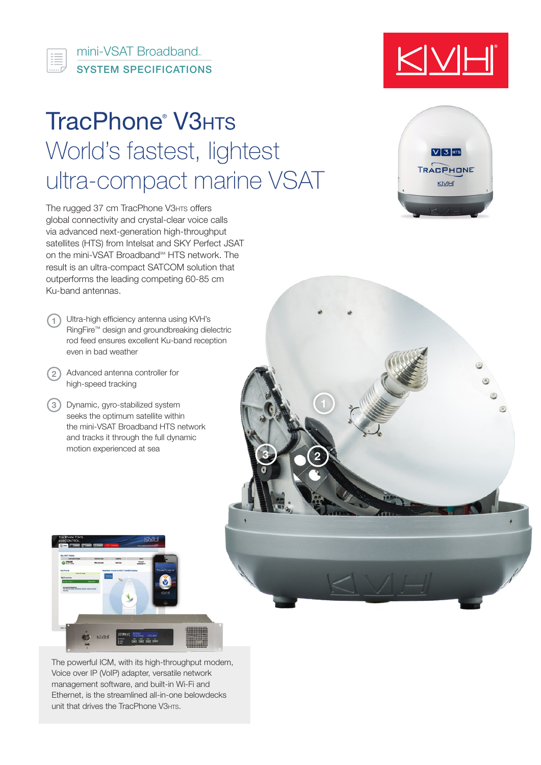mini-VSAT Broadband℠

SYSTEM SPECIFICATIONS

# TracPhone® V3HTS

## World's fastest, lightest ultra-compact marine VSAT

The rugged 37 cm TracPhone V3HTS offers global connectivity and crystal-clear voice calls via advanced next-generation high-throughput satellites (HTS) from Intelsat and SKY Perfect JSAT on the mini-VSAT Broadband℠ HTS network. The result is an ultra-compact SATCOM solution that outperforms the leading competing 60-85 cm Ku-band antennas.

1. Ultra-high efficiency antenna using KVH's RingFire™ design and groundbreaking dielectric rod feed ensures excellent Ku-band reception even in bad weather
2. Advanced antenna controller for high-speed tracking
3. Dynamic, gyro-stabilized system seeks the optimum satellite within the mini-VSAT Broadband HTS network and tracks it through the full dynamic motion experienced at sea

The powerful ICM, with its high-throughput modem, Voice over IP (VoIP) adapter, versatile network management software, and built-in Wi-Fi and Ethernet, is the streamlined all-in-one belowdecks unit that drives the TracPhone V3HTS.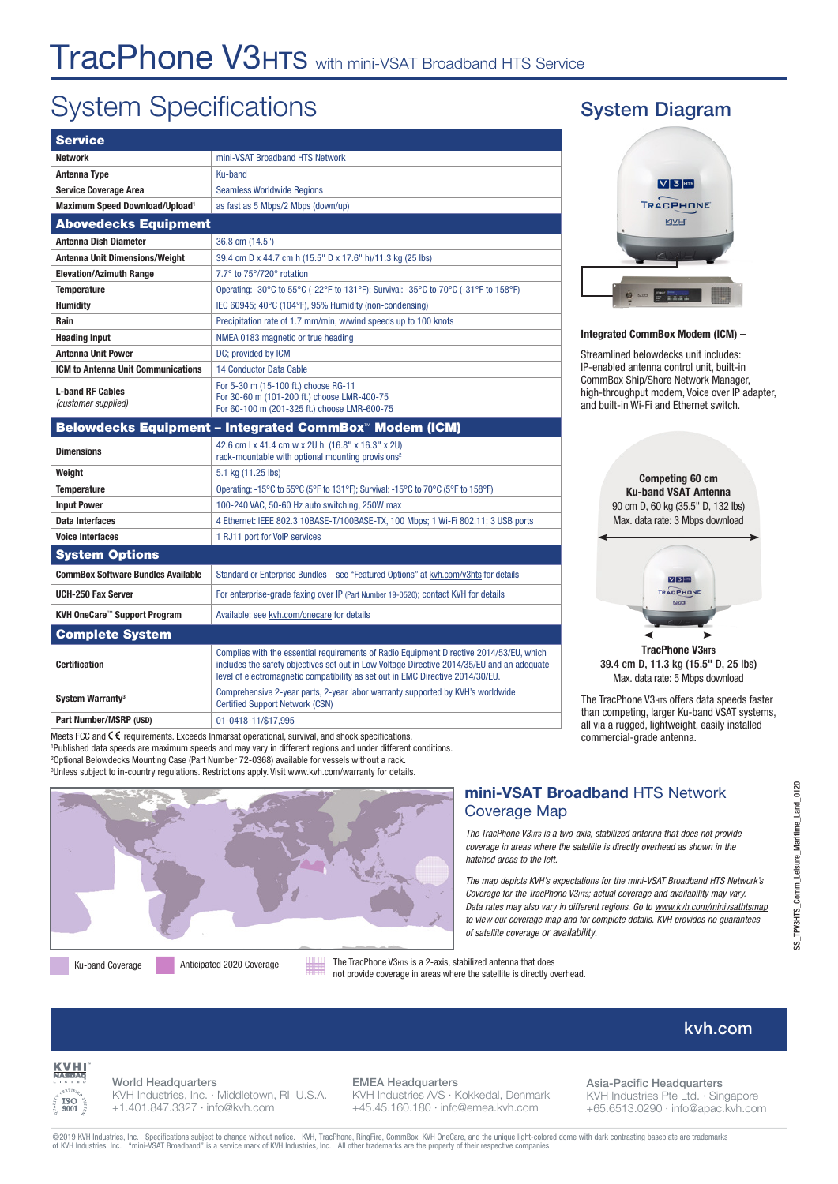# TracPhone V3HTS with mini-VSAT Broadband HTS Service

## System Specifications

| | |
|---|---|
| **Service** | |
| Network | mini-VSAT Broadband HTS Network |
| Antenna Type | Ku-band |
| Service Coverage Area | Seamless Worldwide Regions |
| Maximum Speed Download/Upload[1] | as fast as 5 Mbps/2 Mbps (down/up) |
| **Abovedecks Equipment** | |
| Antenna Dish Diameter | 36.8 cm (14.5") |
| Antenna Unit Dimensions/Weight | 39.4 cm D x 44.7 cm h (15.5" D x 17.6" h)/11.3 kg (25 lbs) |
| Elevation/Azimuth Range | 7.7° to 75°/720° rotation |
| Temperature | Operating: -30°C to 55°C (-22°F to 131°F); Survival: -35°C to 70°C (-31°F to 158°F) |
| Humidity | IEC 60945; 40°C (104°F), 95% Humidity (non-condensing) |
| Rain | Precipitation rate of 1.7 mm/min, w/wind speeds up to 100 knots |
| Heading Input | NMEA 0183 magnetic or true heading |
| Antenna Unit Power | DC; provided by ICM |
| ICM to Antenna Unit Communications | 14 Conductor Data Cable |
| L-band RF Cables *(customer supplied)* | For 5-30 m (15-100 ft.) choose RG-11<br>For 30-60 m (101-200 ft.) choose LMR-400-75<br>For 60-100 m (201-325 ft.) choose LMR-600-75 |
| **Belowdecks Equipment – Integrated CommBox™ Modem (ICM)** | |
| Dimensions | 42.6 cm l x 41.4 cm w x 2U h (16.8" x 16.3" x 2U)<br>rack-mountable with optional mounting provisions[2] |
| Weight | 5.1 kg (11.25 lbs) |
| Temperature | Operating: -15°C to 55°C (5°F to 131°F); Survival: -15°C to 70°C (5°F to 158°F) |
| Input Power | 100-240 VAC, 50-60 Hz auto switching, 250W max |
| Data Interfaces | 4 Ethernet: IEEE 802.3 10BASE-T/100BASE-TX, 100 Mbps; 1 Wi-Fi 802.11; 3 USB ports |
| Voice Interfaces | 1 RJ11 port for VoIP services |
| **System Options** | |
| CommBox Software Bundles Available | Standard or Enterprise Bundles – see "Featured Options" at kvh.com/v3hts for details |
| UCH-250 Fax Server | For enterprise-grade faxing over IP (Part Number 19-0520); contact KVH for details |
| KVH OneCare™ Support Program | Available; see kvh.com/onecare for details |
| **Complete System** | |
| Certification | Complies with the essential requirements of Radio Equipment Directive 2014/53/EU, which includes the safety objectives set out in Low Voltage Directive 2014/35/EU and an adequate level of electromagnetic compatibility as set out in EMC Directive 2014/30/EU. |
| System Warranty[3] | Comprehensive 2-year parts, 2-year labor warranty supported by KVH's worldwide Certified Support Network (CSN) |
| Part Number/MSRP (USD) | 01-0418-11/$17,995 |

Meets FCC and CE requirements. Exceeds Inmarsat operational, survival, and shock specifications.
[1]Published data speeds are maximum speeds and may vary in different regions and under different conditions.
[2]Optional Belowdecks Mounting Case (Part Number 72-0368) available for vessels without a rack.
[3]Unless subject to in-country regulations. Restrictions apply. Visit www.kvh.com/warranty for details.

## System Diagram

**Integrated CommBox Modem (ICM) –**

Streamlined belowdecks unit includes: IP-enabled antenna control unit, built-in CommBox Ship/Shore Network Manager, high-throughput modem, Voice over IP adapter, and built-in Wi-Fi and Ethernet switch.

**Competing 60 cm Ku-band VSAT Antenna**
90 cm D, 60 kg (35.5" D, 132 lbs)
Max. data rate: 3 Mbps download

**TracPhone V3HTS**
39.4 cm D, 11.3 kg (15.5" D, 25 lbs)
Max. data rate: 5 Mbps download

The TracPhone V3HTS offers data speeds faster than competing, larger Ku-band VSAT systems, all via a rugged, lightweight, easily installed commercial-grade antenna.

## mini-VSAT Broadband HTS Network Coverage Map

*The TracPhone V3HTS is a two-axis, stabilized antenna that does not provide coverage in areas where the satellite is directly overhead as shown in the hatched areas to the left.*

*The map depicts KVH's expectations for the mini-VSAT Broadband HTS Network's Coverage for the TracPhone V3HTS; actual coverage and availability may vary. Data rates may also vary in different regions. Go to www.kvh.com/minivsathtsmap to view our coverage map and for complete details. KVH provides no guarantees of satellite coverage or availability.*

Ku-band Coverage

Anticipated 2020 Coverage

The TracPhone V3HTS is a 2-axis, stabilized antenna that does not provide coverage in areas where the satellite is directly overhead.

SS_TPV3HTS_Comm_Leisure_Maritime_Land_0120

kvh.com

**World Headquarters**
KVH Industries, Inc. · Middletown, RI U.S.A.
+1.401.847.3327 · info@kvh.com

**EMEA Headquarters**
KVH Industries A/S · Kokkedal, Denmark
+45.45.160.180 · info@emea.kvh.com

**Asia-Pacific Headquarters**
KVH Industries Pte Ltd. · Singapore
+65.6513.0290 · info@apac.kvh.com

©2019 KVH Industries, Inc. Specifications subject to change without notice. KVH, TracPhone, RingFire, CommBox, KVH OneCare, and the unique light-colored dome with dark contrasting baseplate are trademarks of KVH Industries, Inc. "mini-VSAT Broadband" is a service mark of KVH Industries, Inc. All other trademarks are the property of their respective companies